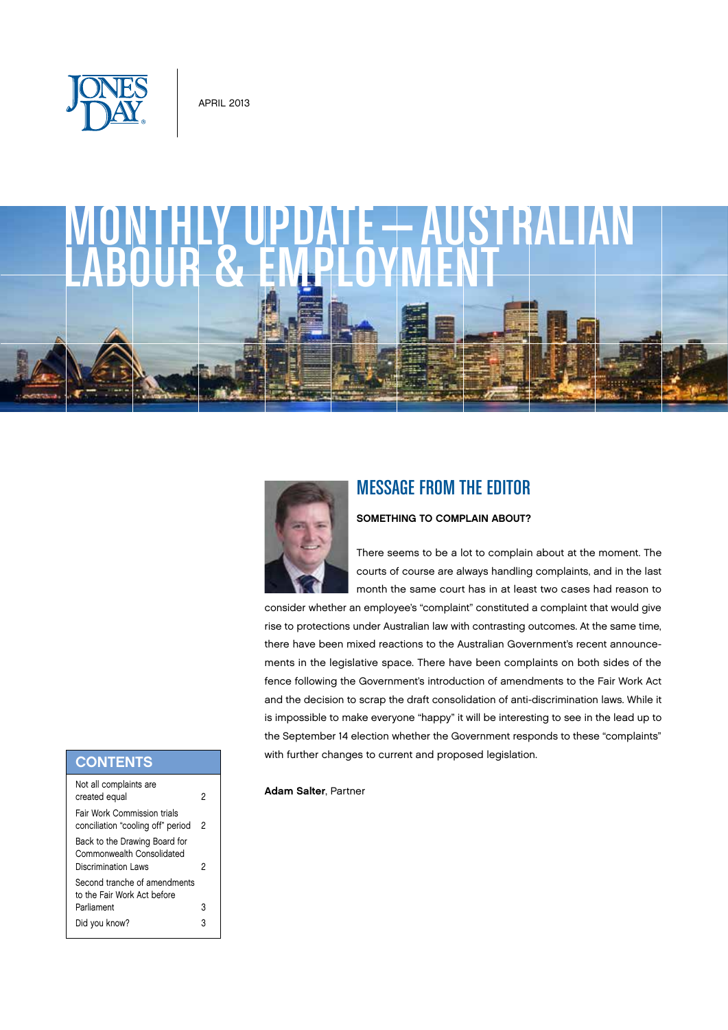APRIL 2013

# MONTHLY UPDATE — AUSTRALIAN LABOUR & EMPLOYMENT

## MESSAGE FROM THE EDITOR

**SOMETHING TO COMPLAIN ABOUT?**

There seems to be a lot to complain about at the moment. The courts of course are always handling complaints, and in the last month the same court has in at least two cases had reason to consider whether an employee's "complaint" constituted a complaint that would give rise to protections under Australian law with contrasting outcomes. At the same time, there have been mixed reactions to the Australian Government's recent announcements in the legislative space. There have been complaints on both sides of the fence following the Government's introduction of amendments to the Fair Work Act and the decision to scrap the draft consolidation of anti-discrimination laws. While it is impossible to make everyone "happy" it will be interesting to see in the lead up to the September 14 election whether the Government responds to these "complaints" with further changes to current and proposed legislation.

**Adam Salter**, Partner

## CONTENTS

| | |
|---|---|
| Not all complaints are created equal | 2 |
| Fair Work Commission trials conciliation "cooling off" period | 2 |
| Back to the Drawing Board for Commonwealth Consolidated Discrimination Laws | 2 |
| Second tranche of amendments to the Fair Work Act before Parliament | 3 |
| Did you know? | 3 |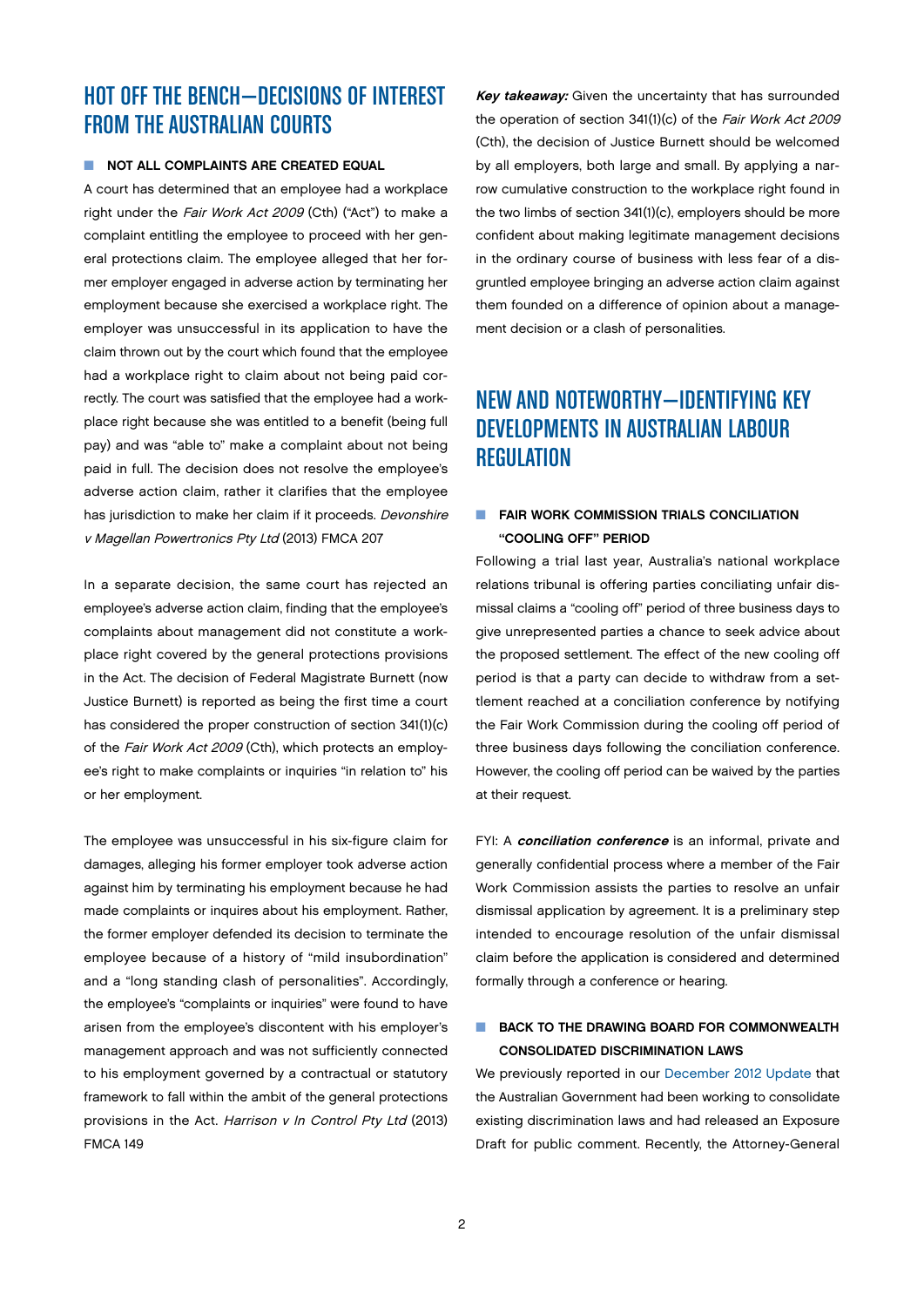## HOT OFF THE BENCH—DECISIONS OF INTEREST FROM THE AUSTRALIAN COURTS

### NOT ALL COMPLAINTS ARE CREATED EQUAL

A court has determined that an employee had a workplace right under the *Fair Work Act 2009* (Cth) ("Act") to make a complaint entitling the employee to proceed with her general protections claim. The employee alleged that her former employer engaged in adverse action by terminating her employment because she exercised a workplace right. The employer was unsuccessful in its application to have the claim thrown out by the court which found that the employee had a workplace right to claim about not being paid correctly. The court was satisfied that the employee had a workplace right because she was entitled to a benefit (being full pay) and was "able to" make a complaint about not being paid in full. The decision does not resolve the employee's adverse action claim, rather it clarifies that the employee has jurisdiction to make her claim if it proceeds. *Devonshire v Magellan Powertronics Pty Ltd* (2013) FMCA 207

In a separate decision, the same court has rejected an employee's adverse action claim, finding that the employee's complaints about management did not constitute a workplace right covered by the general protections provisions in the Act. The decision of Federal Magistrate Burnett (now Justice Burnett) is reported as being the first time a court has considered the proper construction of section 341(1)(c) of the *Fair Work Act 2009* (Cth), which protects an employee's right to make complaints or inquiries "in relation to" his or her employment.

The employee was unsuccessful in his six-figure claim for damages, alleging his former employer took adverse action against him by terminating his employment because he had made complaints or inquires about his employment. Rather, the former employer defended its decision to terminate the employee because of a history of "mild insubordination" and a "long standing clash of personalities". Accordingly, the employee's "complaints or inquiries" were found to have arisen from the employee's discontent with his employer's management approach and was not sufficiently connected to his employment governed by a contractual or statutory framework to fall within the ambit of the general protections provisions in the Act. *Harrison v In Control Pty Ltd* (2013) FMCA 149

***Key takeaway:*** Given the uncertainty that has surrounded the operation of section 341(1)(c) of the *Fair Work Act 2009* (Cth), the decision of Justice Burnett should be welcomed by all employers, both large and small. By applying a narrow cumulative construction to the workplace right found in the two limbs of section 341(1)(c), employers should be more confident about making legitimate management decisions in the ordinary course of business with less fear of a disgruntled employee bringing an adverse action claim against them founded on a difference of opinion about a management decision or a clash of personalities.

## NEW AND NOTEWORTHY—IDENTIFYING KEY DEVELOPMENTS IN AUSTRALIAN LABOUR REGULATION

### FAIR WORK COMMISSION TRIALS CONCILIATION "COOLING OFF" PERIOD

Following a trial last year, Australia's national workplace relations tribunal is offering parties conciliating unfair dismissal claims a "cooling off" period of three business days to give unrepresented parties a chance to seek advice about the proposed settlement. The effect of the new cooling off period is that a party can decide to withdraw from a settlement reached at a conciliation conference by notifying the Fair Work Commission during the cooling off period of three business days following the conciliation conference. However, the cooling off period can be waived by the parties at their request.

FYI: A ***conciliation conference*** is an informal, private and generally confidential process where a member of the Fair Work Commission assists the parties to resolve an unfair dismissal application by agreement. It is a preliminary step intended to encourage resolution of the unfair dismissal claim before the application is considered and determined formally through a conference or hearing.

### BACK TO THE DRAWING BOARD FOR COMMONWEALTH CONSOLIDATED DISCRIMINATION LAWS

We previously reported in our December 2012 Update that the Australian Government had been working to consolidate existing discrimination laws and had released an Exposure Draft for public comment. Recently, the Attorney-General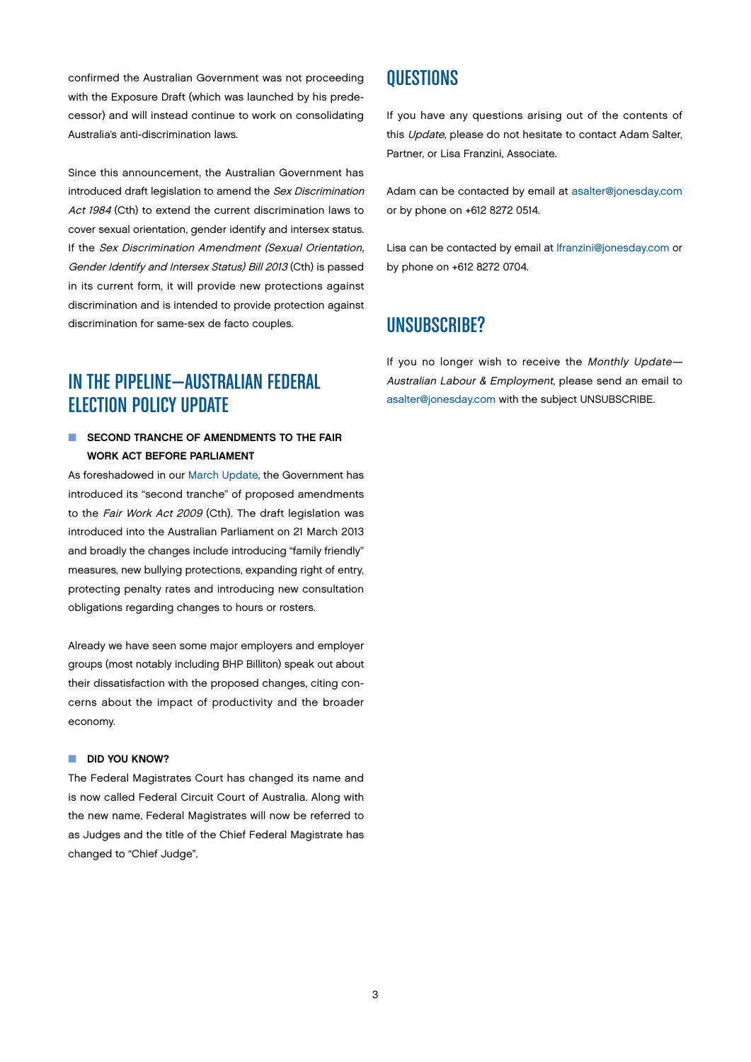confirmed the Australian Government was not proceeding with the Exposure Draft (which was launched by his predecessor) and will instead continue to work on consolidating Australia's anti-discrimination laws.

Since this announcement, the Australian Government has introduced draft legislation to amend the *Sex Discrimination Act 1984* (Cth) to extend the current discrimination laws to cover sexual orientation, gender identify and intersex status. If the *Sex Discrimination Amendment (Sexual Orientation, Gender Identify and Intersex Status) Bill 2013* (Cth) is passed in its current form, it will provide new protections against discrimination and is intended to provide protection against discrimination for same-sex de facto couples.

## IN THE PIPELINE—AUSTRALIAN FEDERAL ELECTION POLICY UPDATE

### SECOND TRANCHE OF AMENDMENTS TO THE FAIR WORK ACT BEFORE PARLIAMENT

As foreshadowed in our March Update, the Government has introduced its "second tranche" of proposed amendments to the *Fair Work Act 2009* (Cth). The draft legislation was introduced into the Australian Parliament on 21 March 2013 and broadly the changes include introducing "family friendly" measures, new bullying protections, expanding right of entry, protecting penalty rates and introducing new consultation obligations regarding changes to hours or rosters.

Already we have seen some major employers and employer groups (most notably including BHP Billiton) speak out about their dissatisfaction with the proposed changes, citing concerns about the impact of productivity and the broader economy.

### DID YOU KNOW?

The Federal Magistrates Court has changed its name and is now called Federal Circuit Court of Australia. Along with the new name, Federal Magistrates will now be referred to as Judges and the title of the Chief Federal Magistrate has changed to "Chief Judge".

## QUESTIONS

If you have any questions arising out of the contents of this *Update*, please do not hesitate to contact Adam Salter, Partner, or Lisa Franzini, Associate.

Adam can be contacted by email at asalter@jonesday.com or by phone on +612 8272 0514.

Lisa can be contacted by email at lfranzini@jonesday.com or by phone on +612 8272 0704.

## UNSUBSCRIBE?

If you no longer wish to receive the *Monthly Update—Australian Labour & Employment*, please send an email to asalter@jonesday.com with the subject UNSUBSCRIBE.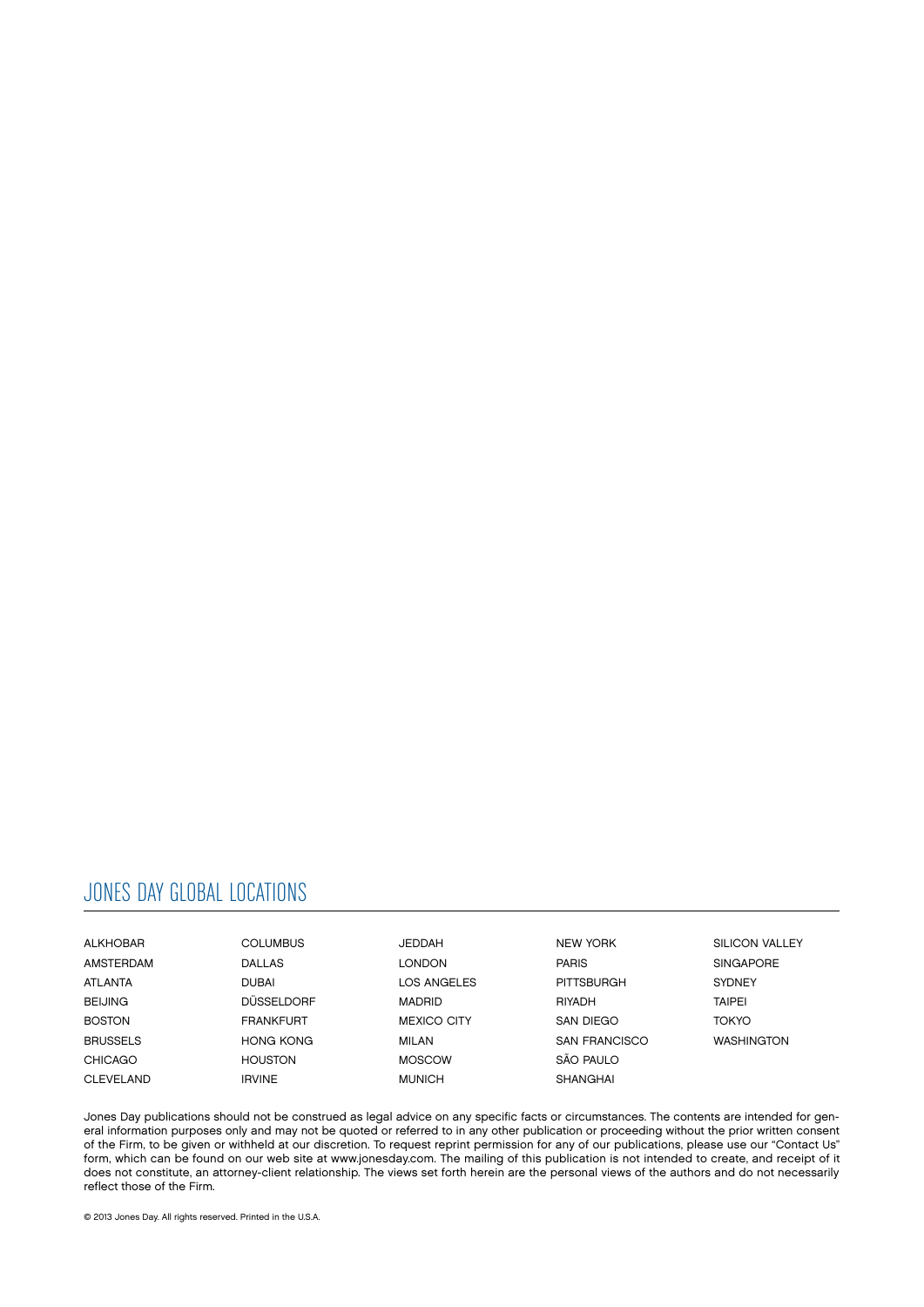## JONES DAY GLOBAL LOCATIONS

| | | | | |
|---|---|---|---|---|
| ALKHOBAR | COLUMBUS | JEDDAH | NEW YORK | SILICON VALLEY |
| AMSTERDAM | DALLAS | LONDON | PARIS | SINGAPORE |
| ATLANTA | DUBAI | LOS ANGELES | PITTSBURGH | SYDNEY |
| BEIJING | DÜSSELDORF | MADRID | RIYADH | TAIPEI |
| BOSTON | FRANKFURT | MEXICO CITY | SAN DIEGO | TOKYO |
| BRUSSELS | HONG KONG | MILAN | SAN FRANCISCO | WASHINGTON |
| CHICAGO | HOUSTON | MOSCOW | SÃO PAULO | |
| CLEVELAND | IRVINE | MUNICH | SHANGHAI | |

Jones Day publications should not be construed as legal advice on any specific facts or circumstances. The contents are intended for general information purposes only and may not be quoted or referred to in any other publication or proceeding without the prior written consent of the Firm, to be given or withheld at our discretion. To request reprint permission for any of our publications, please use our "Contact Us" form, which can be found on our web site at www.jonesday.com. The mailing of this publication is not intended to create, and receipt of it does not constitute, an attorney-client relationship. The views set forth herein are the personal views of the authors and do not necessarily reflect those of the Firm.

© 2013 Jones Day. All rights reserved. Printed in the U.S.A.